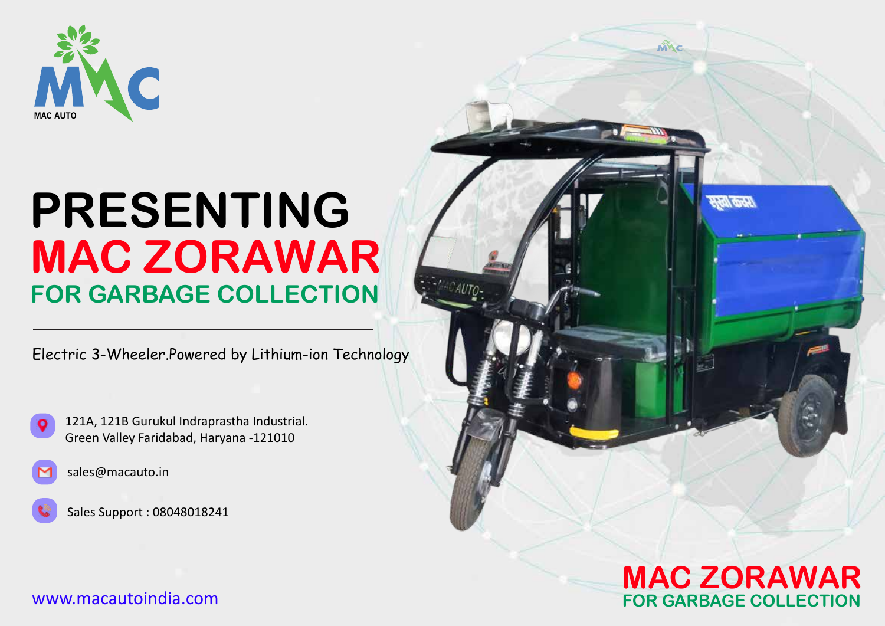MAC AUTO

# PRESENTING
# MAC ZORAWAR
## FOR GARBAGE COLLECTION

---

Electric 3-Wheeler.Powered by Lithium-ion Technology

121A, 121B Gurukul Indraprastha Industrial.
Green Valley Faridabad, Haryana -121010

sales@macauto.in

Sales Support : 08048018241

www.macautoindia.com

**MAC ZORAWAR**
**FOR GARBAGE COLLECTION**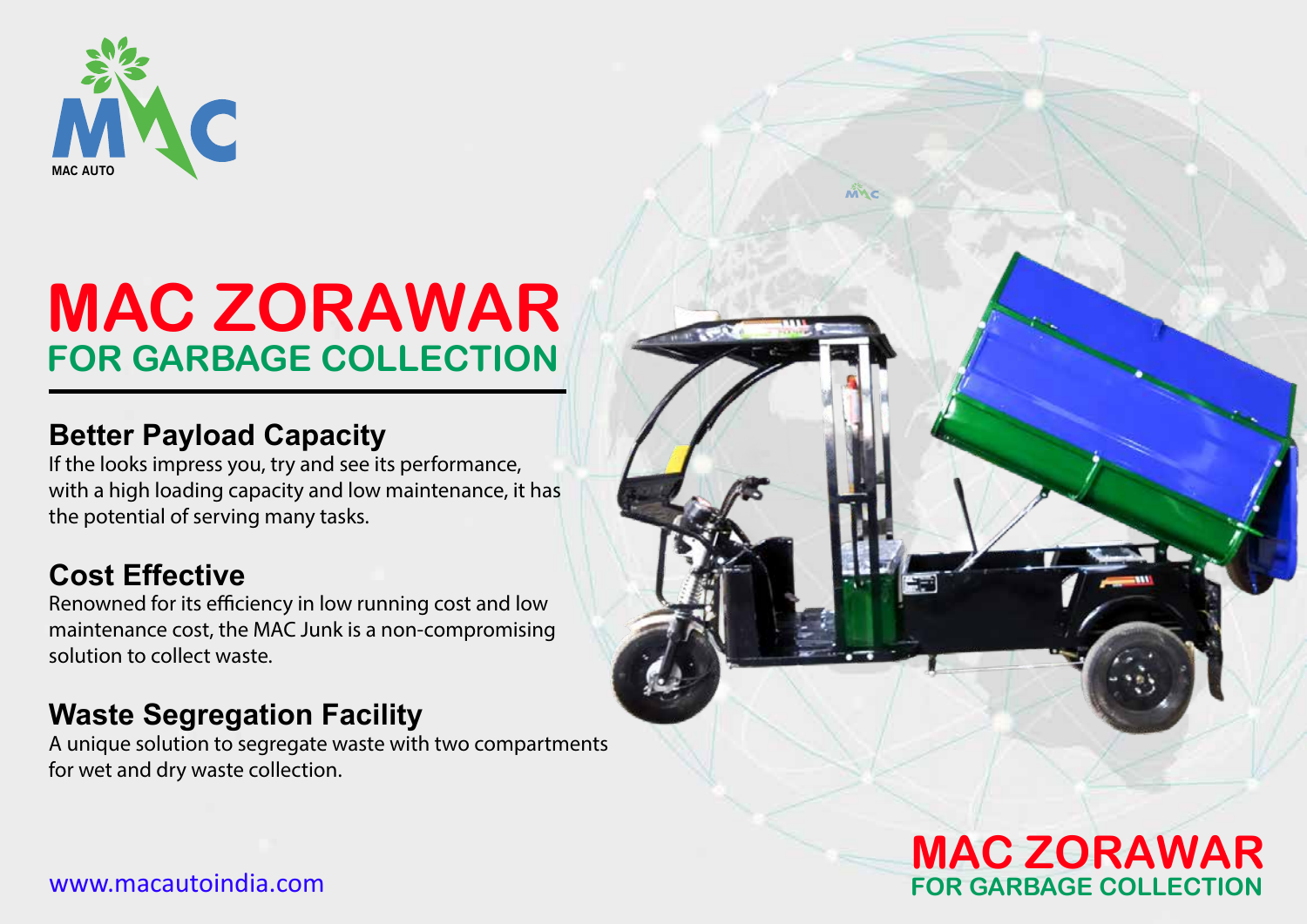MAC AUTO

# MAC ZORAWAR

## FOR GARBAGE COLLECTION

### Better Payload Capacity

If the looks impress you, try and see its performance, with a high loading capacity and low maintenance, it has the potential of serving many tasks.

### Cost Effective

Renowned for its efficiency in low running cost and low maintenance cost, the MAC Junk is a non-compromising solution to collect waste.

### Waste Segregation Facility

A unique solution to segregate waste with two compartments for wet and dry waste collection.

www.macautoindia.com

**MAC ZORAWAR**
**FOR GARBAGE COLLECTION**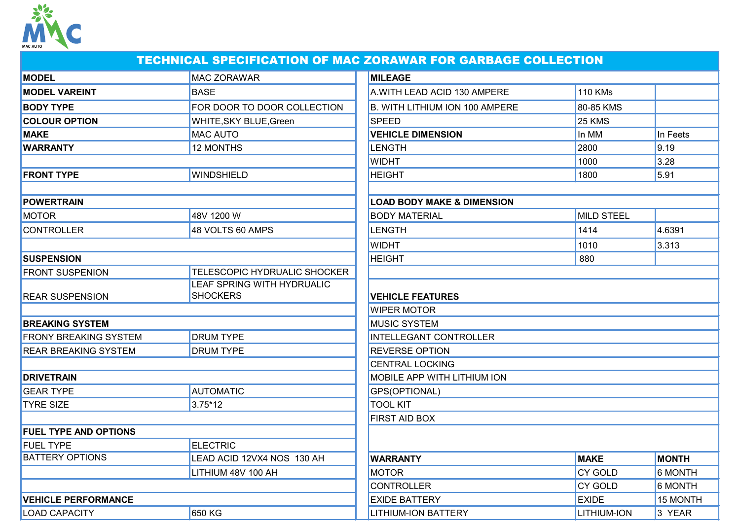MAC AUTO

# TECHNICAL SPECIFICATION OF MAC ZORAWAR FOR GARBAGE COLLECTION

| | |
|---|---|
| **MODEL** | MAC ZORAWAR |
| **MODEL VAREINT** | BASE |
| **BODY TYPE** | FOR DOOR TO DOOR COLLECTION |
| **COLOUR OPTION** | WHITE,SKY BLUE,Green |
| **MAKE** | MAC AUTO |
| **WARRANTY** | 12 MONTHS |
| | |
| **FRONT TYPE** | WINDSHIELD |
| | |
| **POWERTRAIN** | |
| MOTOR | 48V 1200 W |
| CONTROLLER | 48 VOLTS 60 AMPS |
| | |
| **SUSPENSION** | |
| FRONT SUSPENION | TELESCOPIC HYDRUALIC SHOCKER |
| REAR SUSPENSION | LEAF SPRING WITH HYDRUALIC SHOCKERS |
| | |
| **BREAKING SYSTEM** | |
| FRONY BREAKING SYSTEM | DRUM TYPE |
| REAR BREAKING SYSTEM | DRUM TYPE |
| | |
| **DRIVETRAIN** | |
| GEAR TYPE | AUTOMATIC |
| TYRE SIZE | 3.75*12 |
| | |
| **FUEL TYPE AND OPTIONS** | |
| FUEL TYPE | ELECTRIC |
| BATTERY OPTIONS | LEAD ACID 12VX4 NOS 130 AH |
| | LITHIUM 48V 100 AH |
| | |
| **VEHICLE PERFORMANCE** | |
| LOAD CAPACITY | 650 KG |

| | | |
|---|---|---|
| **MILEAGE** | | |
| A.WITH LEAD ACID 130 AMPERE | 110 KMs | |
| B. WITH LITHIUM ION 100 AMPERE | 80-85 KMS | |
| SPEED | 25 KMS | |
| **VEHICLE DIMENSION** | In MM | In Feets |
| LENGTH | 2800 | 9.19 |
| WIDHT | 1000 | 3.28 |
| HEIGHT | 1800 | 5.91 |
| | | |
| **LOAD BODY MAKE & DIMENSION** | | |
| BODY MATERIAL | MILD STEEL | |
| LENGTH | 1414 | 4.6391 |
| WIDHT | 1010 | 3.313 |
| HEIGHT | 880 | |
| | | |
| **VEHICLE FEATURES** | | |
| WIPER MOTOR | | |
| MUSIC SYSTEM | | |
| INTELLEGANT CONTROLLER | | |
| REVERSE OPTION | | |
| CENTRAL LOCKING | | |
| MOBILE APP WITH LITHIUM ION | | |
| GPS(OPTIONAL) | | |
| TOOL KIT | | |
| FIRST AID BOX | | |
| | | |
| **WARRANTY** | **MAKE** | **MONTH** |
| MOTOR | CY GOLD | 6 MONTH |
| CONTROLLER | CY GOLD | 6 MONTH |
| EXIDE BATTERY | EXIDE | 15 MONTH |
| LITHIUM-ION BATTERY | LITHIUM-ION | 3 YEAR |